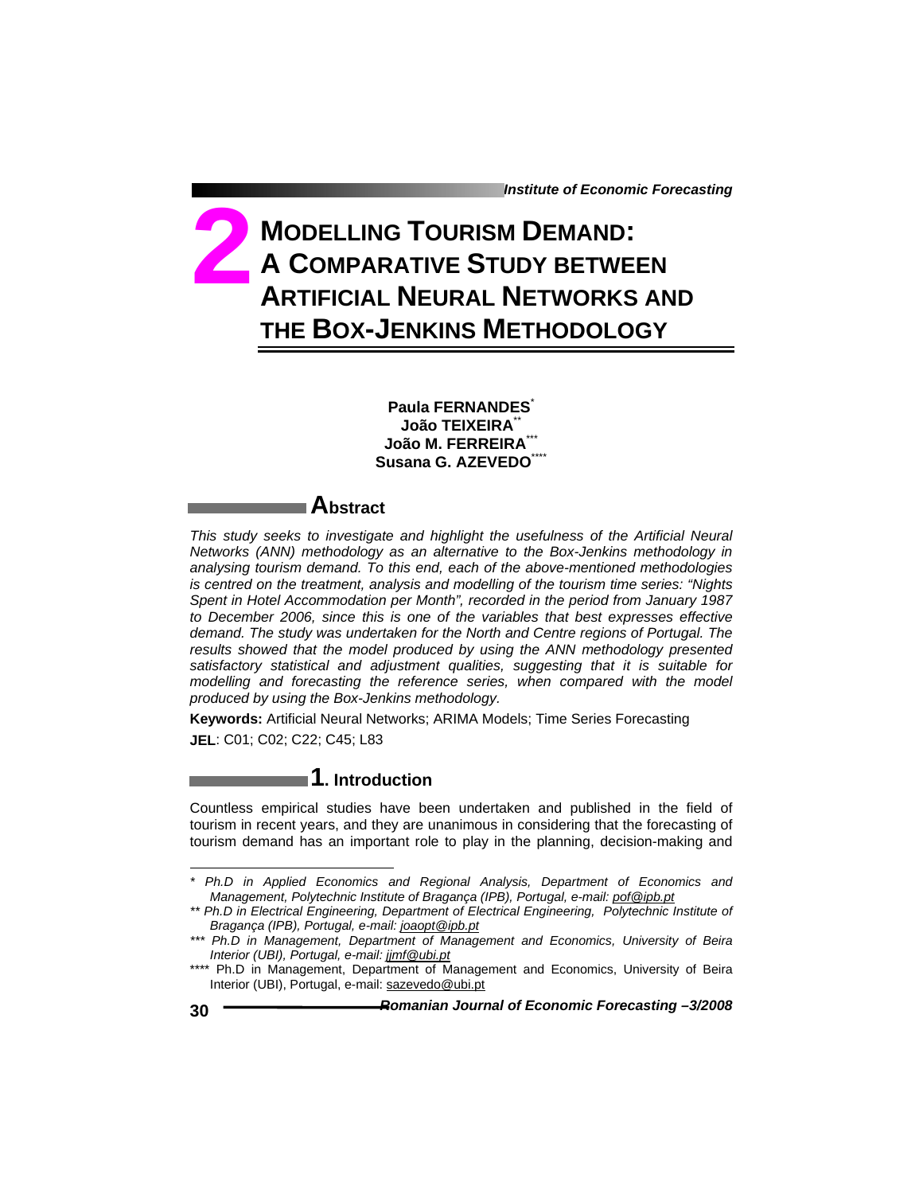# 2 MODELLING TOURISM DEMAND: A COMPARATIVE STUDY BETWEEN ARTIFICIAL NEURAL NETWORKS AND THE BOX-JENKINS METHODOLOGY

**Paula FERNANDES**[*]
**João TEIXEIRA**[**]
**João M. FERREIRA**[***]
**Susana G. AZEVEDO**[****]

## Abstract

*This study seeks to investigate and highlight the usefulness of the Artificial Neural Networks (ANN) methodology as an alternative to the Box-Jenkins methodology in analysing tourism demand. To this end, each of the above-mentioned methodologies is centred on the treatment, analysis and modelling of the tourism time series: "Nights Spent in Hotel Accommodation per Month", recorded in the period from January 1987 to December 2006, since this is one of the variables that best expresses effective demand. The study was undertaken for the North and Centre regions of Portugal. The results showed that the model produced by using the ANN methodology presented satisfactory statistical and adjustment qualities, suggesting that it is suitable for modelling and forecasting the reference series, when compared with the model produced by using the Box-Jenkins methodology.*

**Keywords:** Artificial Neural Networks; ARIMA Models; Time Series Forecasting

**JEL**: C01; C02; C22; C45; L83

## 1. Introduction

Countless empirical studies have been undertaken and published in the field of tourism in recent years, and they are unanimous in considering that the forecasting of tourism demand has an important role to play in the planning, decision-making and

---

[*] *Ph.D in Applied Economics and Regional Analysis, Department of Economics and Management, Polytechnic Institute of Bragança (IPB), Portugal, e-mail: pof@ipb.pt*

[**] *Ph.D in Electrical Engineering, Department of Electrical Engineering, Polytechnic Institute of Bragança (IPB), Portugal, e-mail: joaopt@ipb.pt*

[***] *Ph.D in Management, Department of Management and Economics, University of Beira Interior (UBI), Portugal, e-mail: jjmf@ubi.pt*

[****] Ph.D in Management, Department of Management and Economics, University of Beira Interior (UBI), Portugal, e-mail: sazevedo@ubi.pt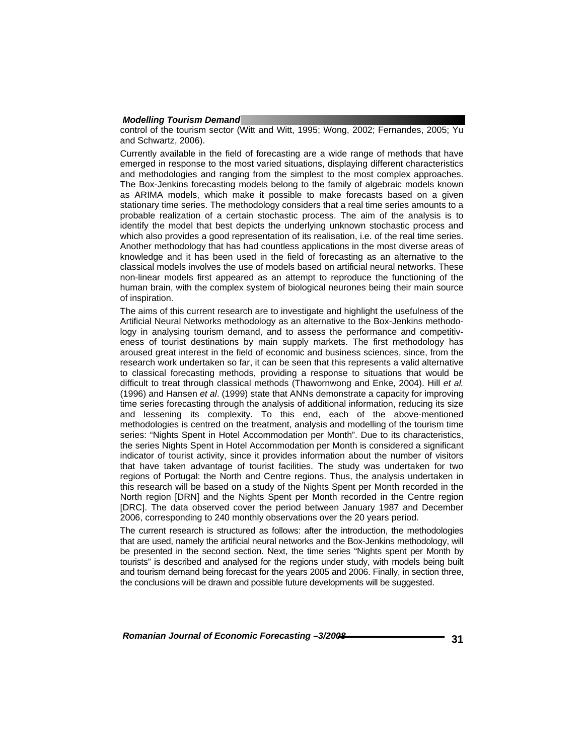control of the tourism sector (Witt and Witt, 1995; Wong, 2002; Fernandes, 2005; Yu and Schwartz, 2006).

Currently available in the field of forecasting are a wide range of methods that have emerged in response to the most varied situations, displaying different characteristics and methodologies and ranging from the simplest to the most complex approaches. The Box-Jenkins forecasting models belong to the family of algebraic models known as ARIMA models, which make it possible to make forecasts based on a given stationary time series. The methodology considers that a real time series amounts to a probable realization of a certain stochastic process. The aim of the analysis is to identify the model that best depicts the underlying unknown stochastic process and which also provides a good representation of its realisation, i.e. of the real time series. Another methodology that has had countless applications in the most diverse areas of knowledge and it has been used in the field of forecasting as an alternative to the classical models involves the use of models based on artificial neural networks. These non-linear models first appeared as an attempt to reproduce the functioning of the human brain, with the complex system of biological neurones being their main source of inspiration.

The aims of this current research are to investigate and highlight the usefulness of the Artificial Neural Networks methodology as an alternative to the Box-Jenkins methodology in analysing tourism demand, and to assess the performance and competitiveness of tourist destinations by main supply markets. The first methodology has aroused great interest in the field of economic and business sciences, since, from the research work undertaken so far, it can be seen that this represents a valid alternative to classical forecasting methods, providing a response to situations that would be difficult to treat through classical methods (Thawornwong and Enke, 2004). Hill *et al.* (1996) and Hansen *et al*. (1999) state that ANNs demonstrate a capacity for improving time series forecasting through the analysis of additional information, reducing its size and lessening its complexity. To this end, each of the above-mentioned methodologies is centred on the treatment, analysis and modelling of the tourism time series: "Nights Spent in Hotel Accommodation per Month". Due to its characteristics, the series Nights Spent in Hotel Accommodation per Month is considered a significant indicator of tourist activity, since it provides information about the number of visitors that have taken advantage of tourist facilities. The study was undertaken for two regions of Portugal: the North and Centre regions. Thus, the analysis undertaken in this research will be based on a study of the Nights Spent per Month recorded in the North region [DRN] and the Nights Spent per Month recorded in the Centre region [DRC]. The data observed cover the period between January 1987 and December 2006, corresponding to 240 monthly observations over the 20 years period.

The current research is structured as follows: after the introduction, the methodologies that are used, namely the artificial neural networks and the Box-Jenkins methodology, will be presented in the second section. Next, the time series "Nights spent per Month by tourists" is described and analysed for the regions under study, with models being built and tourism demand being forecast for the years 2005 and 2006. Finally, in section three, the conclusions will be drawn and possible future developments will be suggested.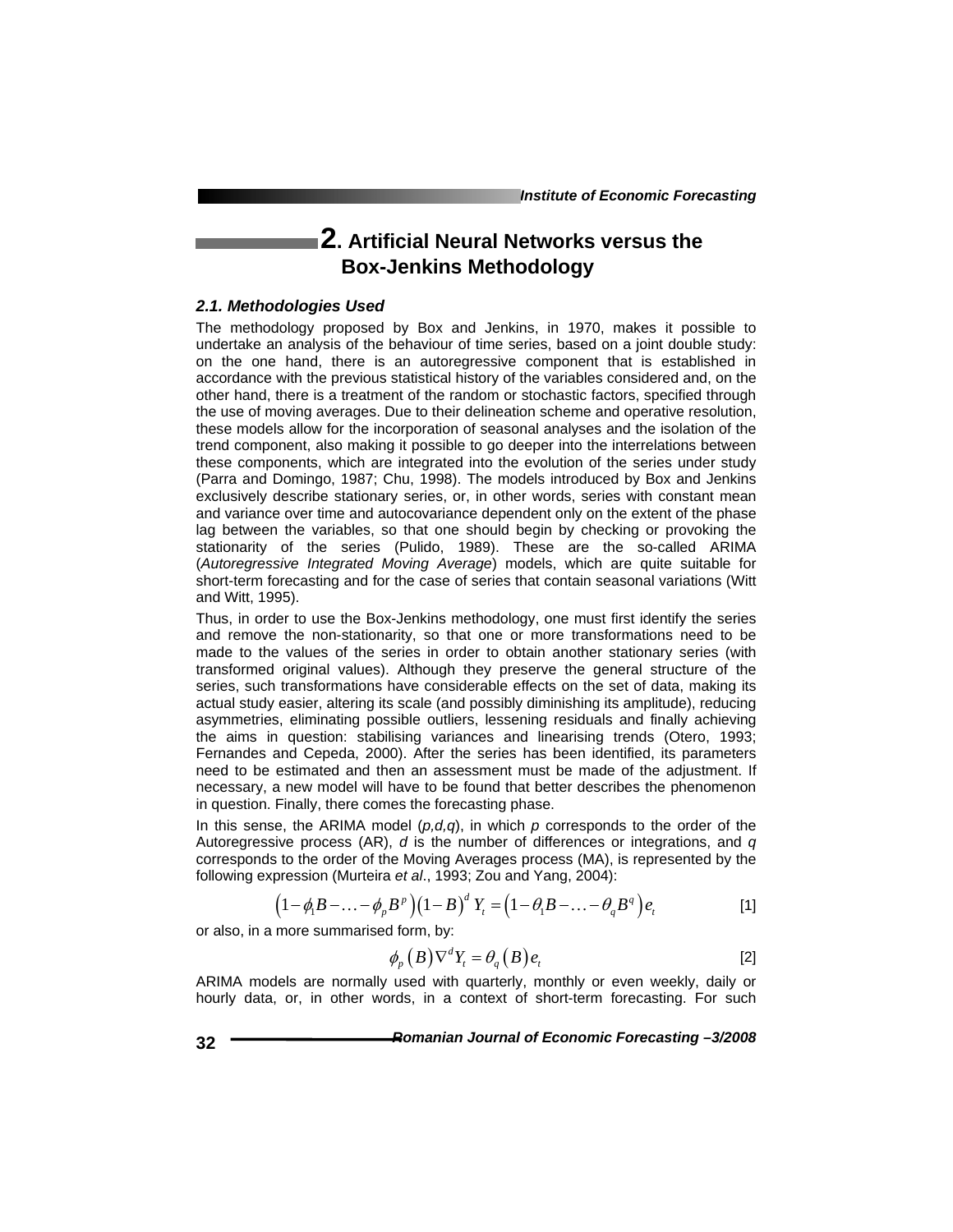## 2. Artificial Neural Networks versus the Box-Jenkins Methodology

### *2.1. Methodologies Used*

The methodology proposed by Box and Jenkins, in 1970, makes it possible to undertake an analysis of the behaviour of time series, based on a joint double study: on the one hand, there is an autoregressive component that is established in accordance with the previous statistical history of the variables considered and, on the other hand, there is a treatment of the random or stochastic factors, specified through the use of moving averages. Due to their delineation scheme and operative resolution, these models allow for the incorporation of seasonal analyses and the isolation of the trend component, also making it possible to go deeper into the interrelations between these components, which are integrated into the evolution of the series under study (Parra and Domingo, 1987; Chu, 1998). The models introduced by Box and Jenkins exclusively describe stationary series, or, in other words, series with constant mean and variance over time and autocovariance dependent only on the extent of the phase lag between the variables, so that one should begin by checking or provoking the stationarity of the series (Pulido, 1989). These are the so-called ARIMA (*Autoregressive Integrated Moving Average*) models, which are quite suitable for short-term forecasting and for the case of series that contain seasonal variations (Witt and Witt, 1995).

Thus, in order to use the Box-Jenkins methodology, one must first identify the series and remove the non-stationarity, so that one or more transformations need to be made to the values of the series in order to obtain another stationary series (with transformed original values). Although they preserve the general structure of the series, such transformations have considerable effects on the set of data, making its actual study easier, altering its scale (and possibly diminishing its amplitude), reducing asymmetries, eliminating possible outliers, lessening residuals and finally achieving the aims in question: stabilising variances and linearising trends (Otero, 1993; Fernandes and Cepeda, 2000). After the series has been identified, its parameters need to be estimated and then an assessment must be made of the adjustment. If necessary, a new model will have to be found that better describes the phenomenon in question. Finally, there comes the forecasting phase.

In this sense, the ARIMA model (*p,d,q*), in which *p* corresponds to the order of the Autoregressive process (AR), *d* is the number of differences or integrations, and *q* corresponds to the order of the Moving Averages process (MA), is represented by the following expression (Murteira *et al*., 1993; Zou and Yang, 2004):

$$\left(1-\phi_1 B-\ldots-\phi_p B^p\right)\left(1-B\right)^d Y_t=\left(1-\theta_1 B-\ldots-\theta_q B^q\right)e_t \qquad [1]$$

or also, in a more summarised form, by:

$$\phi_p\left(B\right)\nabla^d Y_t=\theta_q\left(B\right)e_t \qquad [2]$$

ARIMA models are normally used with quarterly, monthly or even weekly, daily or hourly data, or, in other words, in a context of short-term forecasting. For such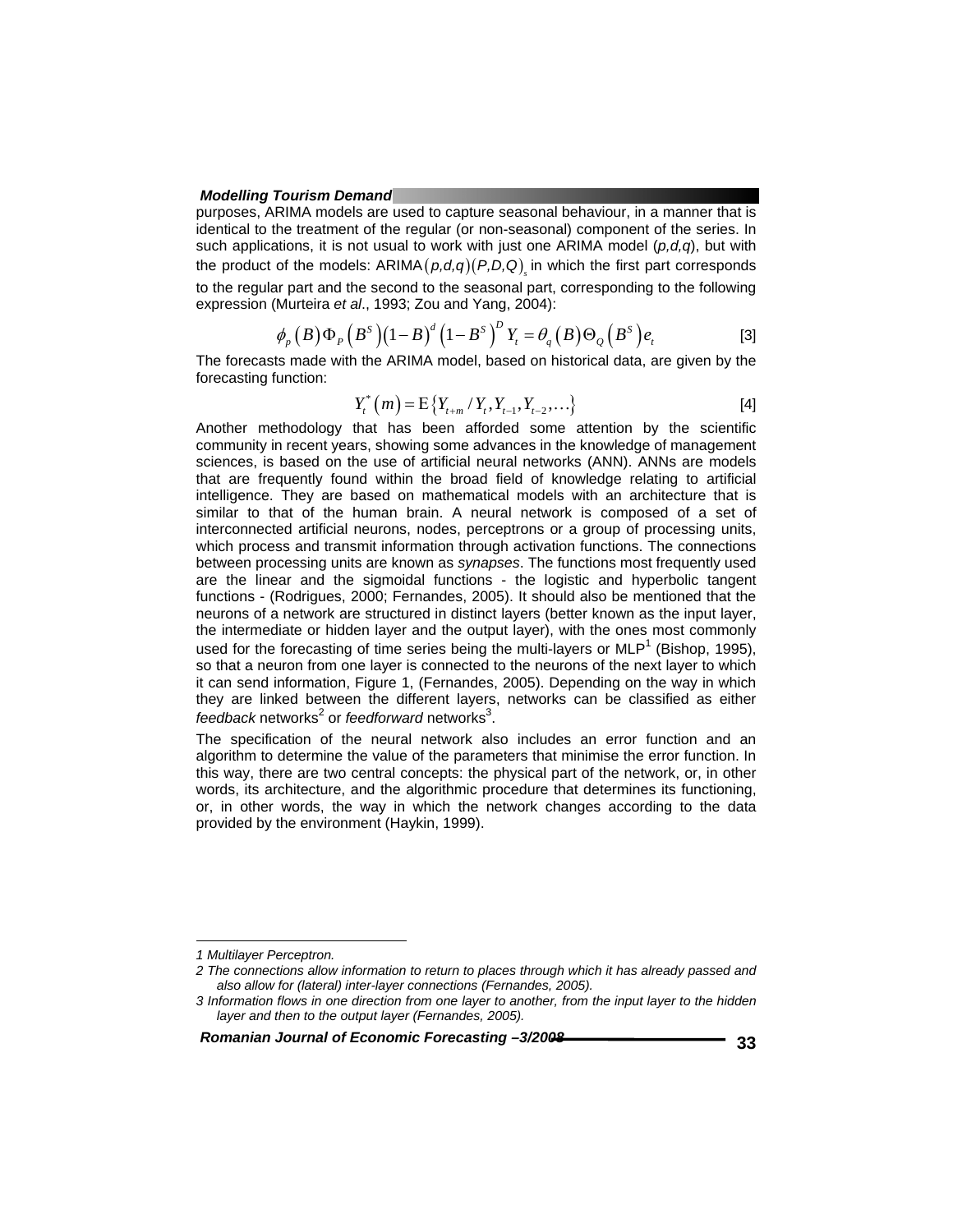purposes, ARIMA models are used to capture seasonal behaviour, in a manner that is identical to the treatment of the regular (or non-seasonal) component of the series. In such applications, it is not usual to work with just one ARIMA model (*p,d,q*), but with the product of the models: ARIMA$(p,d,q)(P,D,Q)_s$ in which the first part corresponds to the regular part and the second to the seasonal part, corresponding to the following expression (Murteira *et al*., 1993; Zou and Yang, 2004):

$$\phi_p(B)\Phi_P(B^S)(1-B)^d(1-B^S)^D Y_t = \theta_q(B)\Theta_Q(B^S)e_t \qquad [3]$$

The forecasts made with the ARIMA model, based on historical data, are given by the forecasting function:

$$Y_t^*(m) = \mathrm{E}\{Y_{t+m} / Y_t, Y_{t-1}, Y_{t-2}, \ldots\} \qquad [4]$$

Another methodology that has been afforded some attention by the scientific community in recent years, showing some advances in the knowledge of management sciences, is based on the use of artificial neural networks (ANN). ANNs are models that are frequently found within the broad field of knowledge relating to artificial intelligence. They are based on mathematical models with an architecture that is similar to that of the human brain. A neural network is composed of a set of interconnected artificial neurons, nodes, perceptrons or a group of processing units, which process and transmit information through activation functions. The connections between processing units are known as *synapses*. The functions most frequently used are the linear and the sigmoidal functions - the logistic and hyperbolic tangent functions - (Rodrigues, 2000; Fernandes, 2005). It should also be mentioned that the neurons of a network are structured in distinct layers (better known as the input layer, the intermediate or hidden layer and the output layer), with the ones most commonly used for the forecasting of time series being the multi-layers or MLP[1] (Bishop, 1995), so that a neuron from one layer is connected to the neurons of the next layer to which it can send information, Figure 1, (Fernandes, 2005). Depending on the way in which they are linked between the different layers, networks can be classified as either *feedback* networks[2] or *feedforward* networks[3].

The specification of the neural network also includes an error function and an algorithm to determine the value of the parameters that minimise the error function. In this way, there are two central concepts: the physical part of the network, or, in other words, its architecture, and the algorithmic procedure that determines its functioning, or, in other words, the way in which the network changes according to the data provided by the environment (Haykin, 1999).

---

*1 Multilayer Perceptron.*

*2 The connections allow information to return to places through which it has already passed and also allow for (lateral) inter-layer connections (Fernandes, 2005).*

*3 Information flows in one direction from one layer to another, from the input layer to the hidden layer and then to the output layer (Fernandes, 2005).*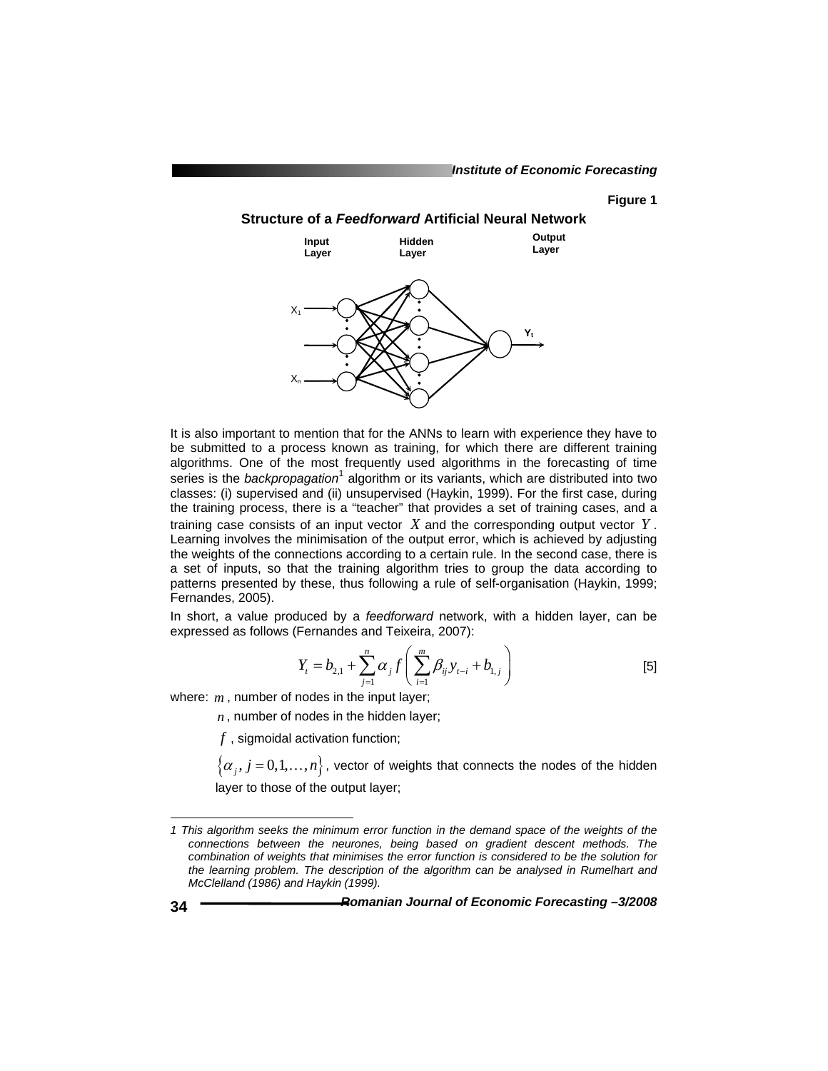Figure 1

**Structure of a *Feedforward* Artificial Neural Network**

It is also important to mention that for the ANNs to learn with experience they have to be submitted to a process known as training, for which there are different training algorithms. One of the most frequently used algorithms in the forecasting of time series is the *backpropagation*[1] algorithm or its variants, which are distributed into two classes: (i) supervised and (ii) unsupervised (Haykin, 1999). For the first case, during the training process, there is a "teacher" that provides a set of training cases, and a training case consists of an input vector $X$ and the corresponding output vector $Y$. Learning involves the minimisation of the output error, which is achieved by adjusting the weights of the connections according to a certain rule. In the second case, there is a set of inputs, so that the training algorithm tries to group the data according to patterns presented by these, thus following a rule of self-organisation (Haykin, 1999; Fernandes, 2005).

In short, a value produced by a *feedforward* network, with a hidden layer, can be expressed as follows (Fernandes and Teixeira, 2007):

$$Y_t = b_{2,1} + \sum_{j=1}^{n} \alpha_j f\left(\sum_{i=1}^{m} \beta_{ij} y_{t-i} + b_{1,j}\right) \qquad [5]$$

where: $m$, number of nodes in the input layer;

$n$, number of nodes in the hidden layer;

$f$, sigmoidal activation function;

$\left\{\alpha_j, j = 0,1,\ldots,n\right\}$, vector of weights that connects the nodes of the hidden layer to those of the output layer;

---

*1 This algorithm seeks the minimum error function in the demand space of the weights of the connections between the neurones, being based on gradient descent methods. The combination of weights that minimises the error function is considered to be the solution for the learning problem. The description of the algorithm can be analysed in Rumelhart and McClelland (1986) and Haykin (1999).*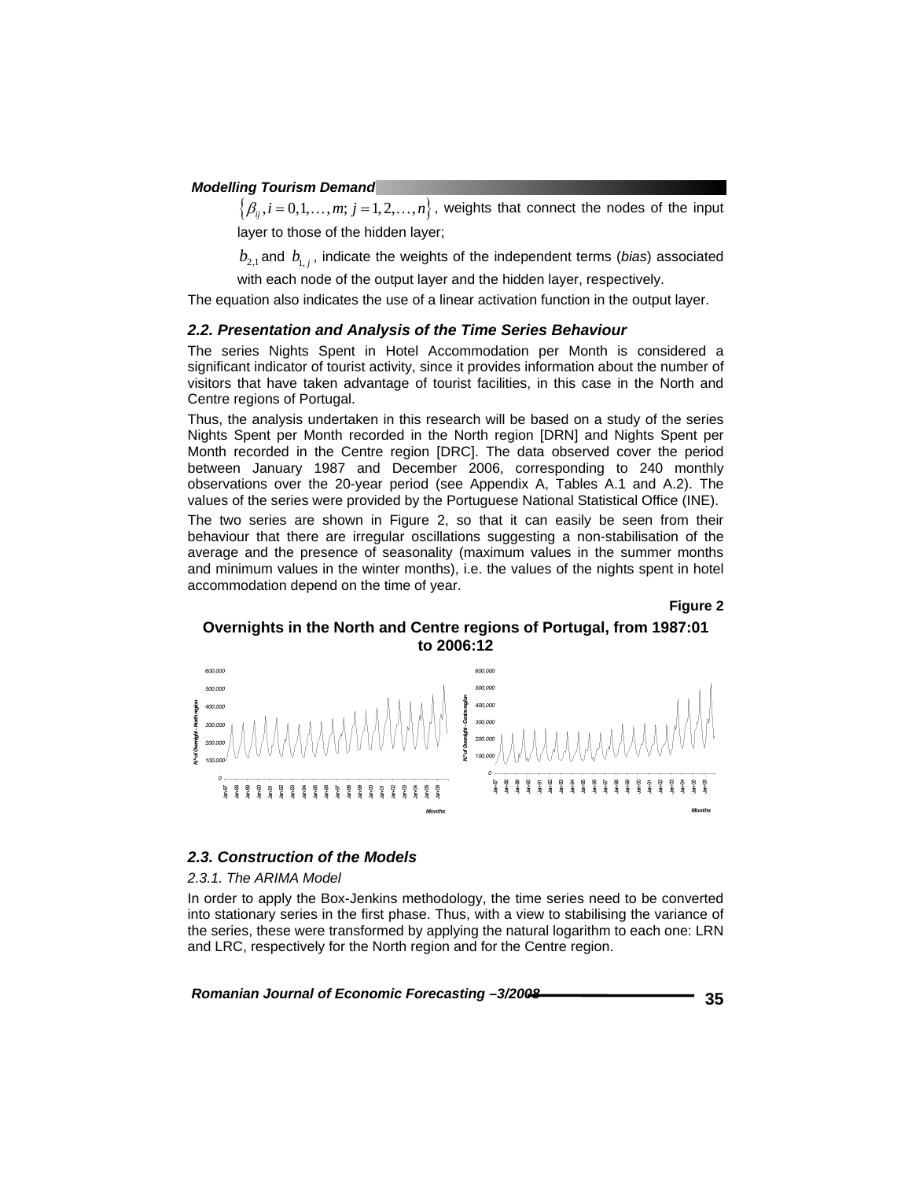$\{\beta_{ij}, i = 0,1,\ldots,m;\ j = 1,2,\ldots,n\}$, weights that connect the nodes of the input layer to those of the hidden layer;

$b_{2,1}$ and $b_{1,j}$, indicate the weights of the independent terms (*bias*) associated with each node of the output layer and the hidden layer, respectively.

The equation also indicates the use of a linear activation function in the output layer.

### *2.2. Presentation and Analysis of the Time Series Behaviour*

The series Nights Spent in Hotel Accommodation per Month is considered a significant indicator of tourist activity, since it provides information about the number of visitors that have taken advantage of tourist facilities, in this case in the North and Centre regions of Portugal.

Thus, the analysis undertaken in this research will be based on a study of the series Nights Spent per Month recorded in the North region [DRN] and Nights Spent per Month recorded in the Centre region [DRC]. The data observed cover the period between January 1987 and December 2006, corresponding to 240 monthly observations over the 20-year period (see Appendix A, Tables A.1 and A.2). The values of the series were provided by the Portuguese National Statistical Office (INE).

The two series are shown in Figure 2, so that it can easily be seen from their behaviour that there are irregular oscillations suggesting a non-stabilisation of the average and the presence of seasonality (maximum values in the summer months and minimum values in the winter months), i.e. the values of the nights spent in hotel accommodation depend on the time of year.

**Figure 2**

**Overnights in the North and Centre regions of Portugal, from 1987:01 to 2006:12**

### *2.3. Construction of the Models*

#### *2.3.1. The ARIMA Model*

In order to apply the Box-Jenkins methodology, the time series need to be converted into stationary series in the first phase. Thus, with a view to stabilising the variance of the series, these were transformed by applying the natural logarithm to each one: LRN and LRC, respectively for the North region and for the Centre region.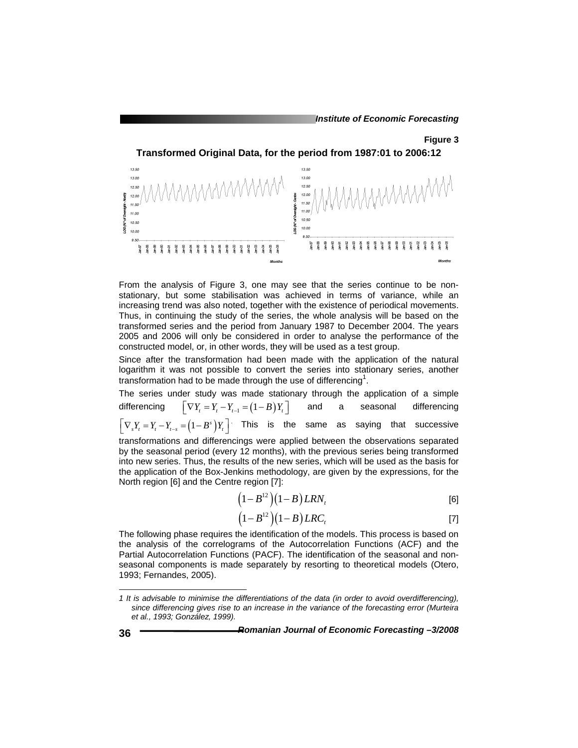**Figure 3**

**Transformed Original Data, for the period from 1987:01 to 2006:12**

From the analysis of Figure 3, one may see that the series continue to be non-stationary, but some stabilisation was achieved in terms of variance, while an increasing trend was also noted, together with the existence of periodical movements. Thus, in continuing the study of the series, the whole analysis will be based on the transformed series and the period from January 1987 to December 2004. The years 2005 and 2006 will only be considered in order to analyse the performance of the constructed model, or, in other words, they will be used as a test group.

Since after the transformation had been made with the application of the natural logarithm it was not possible to convert the series into stationary series, another transformation had to be made through the use of differencing[1].

The series under study was made stationary through the application of a simple differencing $\left[\nabla Y_t = Y_t - Y_{t-1} = (1-B)Y_t\right]$ and a seasonal differencing $\left[\nabla_s Y_t = Y_t - Y_{t-s} = (1-B^s)Y_t\right]$. This is the same as saying that successive transformations and differencings were applied between the observations separated by the seasonal period (every 12 months), with the previous series being transformed into new series. Thus, the results of the new series, which will be used as the basis for the application of the Box-Jenkins methodology, are given by the expressions, for the North region [6] and the Centre region [7]:

$$\left(1-B^{12}\right)\left(1-B\right)LRN_t \qquad [6]$$

$$\left(1-B^{12}\right)\left(1-B\right)LRC_t \qquad [7]$$

The following phase requires the identification of the models. This process is based on the analysis of the correlograms of the Autocorrelation Functions (ACF) and the Partial Autocorrelation Functions (PACF). The identification of the seasonal and non-seasonal components is made separately by resorting to theoretical models (Otero, 1993; Fernandes, 2005).

---

*1 It is advisable to minimise the differentiations of the data (in order to avoid overdifferencing), since differencing gives rise to an increase in the variance of the forecasting error (Murteira et al., 1993; González, 1999).*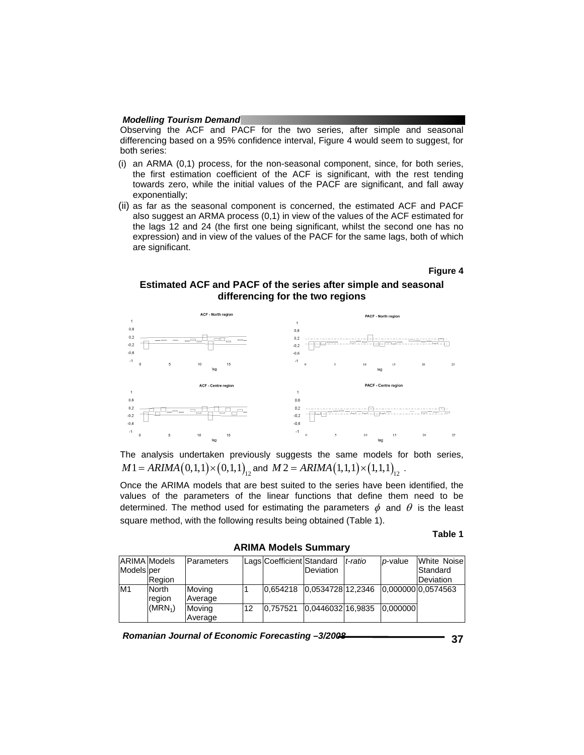Observing the ACF and PACF for the two series, after simple and seasonal differencing based on a 95% confidence interval, Figure 4 would seem to suggest, for both series:

(i) an ARMA (0,1) process, for the non-seasonal component, since, for both series, the first estimation coefficient of the ACF is significant, with the rest tending towards zero, while the initial values of the PACF are significant, and fall away exponentially;

(ii) as far as the seasonal component is concerned, the estimated ACF and PACF also suggest an ARMA process (0,1) in view of the values of the ACF estimated for the lags 12 and 24 (the first one being significant, whilst the second one has no expression) and in view of the values of the PACF for the same lags, both of which are significant.

**Figure 4**

**Estimated ACF and PACF of the series after simple and seasonal differencing for the two regions**

The analysis undertaken previously suggests the same models for both series, $M1 = ARIMA(0,1,1)\times(0,1,1)_{12}$ and $M2 = ARIMA(1,1,1)\times(1,1,1)_{12}$.

Once the ARIMA models that are best suited to the series have been identified, the values of the parameters of the linear functions that define them need to be determined. The method used for estimating the parameters $\phi$ and $\theta$ is the least square method, with the following results being obtained (Table 1).

**Table 1**

**ARIMA Models Summary**

| ARIMA Models | Models per Region | Parameters | Lags | Coefficient | Standard Deviation | *t-ratio* | *p*-value | White Noise Standard Deviation |
|---|---|---|---|---|---|---|---|---|
| M1 | North region ($MRN_1$) | Moving Average | 1 | 0,654218 | 0,0534728 | 12,2346 | 0,000000 | 0,0574563 |
| | | Moving Average | 12 | 0,757521 | 0,0446032 | 16,9835 | 0,000000 | |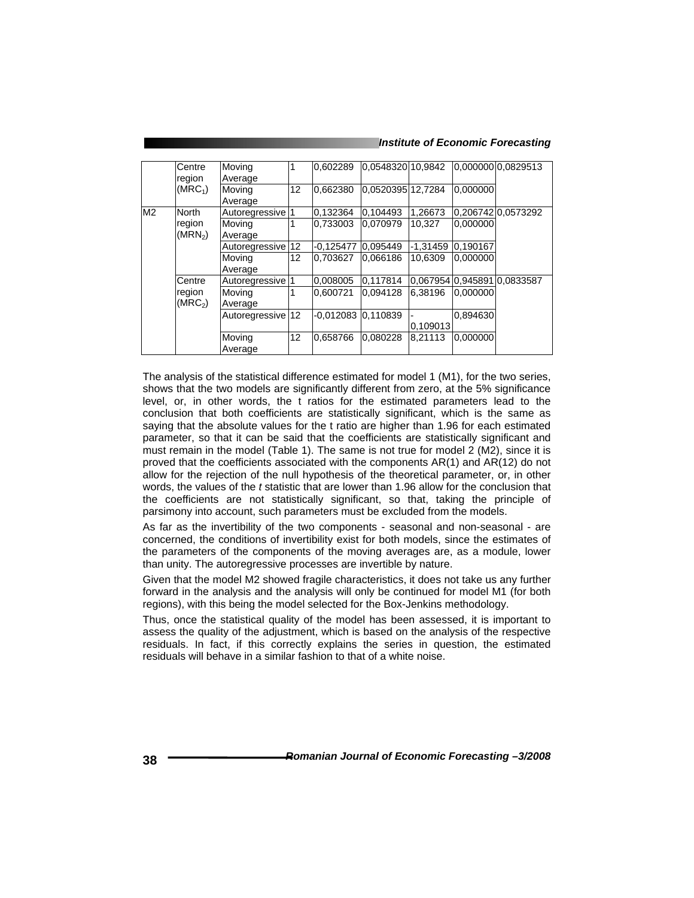| | | | | | | | | |
|---|---|---|---|---|---|---|---|---|
| | Centre region ($MRC_1$) | Moving Average | 1 | 0,602289 | 0,0548320 | 10,9842 | 0,000000 | 0,0829513 |
| | | Moving Average | 12 | 0,662380 | 0,0520395 | 12,7284 | 0,000000 | |
| M2 | North region ($MRN_2$) | Autoregressive | 1 | 0,132364 | 0,104493 | 1,26673 | 0,206742 | 0,0573292 |
| | | Moving Average | 1 | 0,733003 | 0,070979 | 10,327 | 0,000000 | |
| | | Autoregressive | 12 | -0,125477 | 0,095449 | -1,31459 | 0,190167 | |
| | | Moving Average | 12 | 0,703627 | 0,066186 | 10,6309 | 0,000000 | |
| | Centre region ($MRC_2$) | Autoregressive | 1 | 0,008005 | 0,117814 | 0,067954 | 0,945891 | 0,0833587 |
| | | Moving Average | 1 | 0,600721 | 0,094128 | 6,38196 | 0,000000 | |
| | | Autoregressive | 12 | -0,012083 | 0,110839 | -0,109013 | 0,894630 | |
| | | Moving Average | 12 | 0,658766 | 0,080228 | 8,21113 | 0,000000 | |

The analysis of the statistical difference estimated for model 1 (M1), for the two series, shows that the two models are significantly different from zero, at the 5% significance level, or, in other words, the t ratios for the estimated parameters lead to the conclusion that both coefficients are statistically significant, which is the same as saying that the absolute values for the t ratio are higher than 1.96 for each estimated parameter, so that it can be said that the coefficients are statistically significant and must remain in the model (Table 1). The same is not true for model 2 (M2), since it is proved that the coefficients associated with the components AR(1) and AR(12) do not allow for the rejection of the null hypothesis of the theoretical parameter, or, in other words, the values of the *t* statistic that are lower than 1.96 allow for the conclusion that the coefficients are not statistically significant, so that, taking the principle of parsimony into account, such parameters must be excluded from the models.

As far as the invertibility of the two components - seasonal and non-seasonal - are concerned, the conditions of invertibility exist for both models, since the estimates of the parameters of the components of the moving averages are, as a module, lower than unity. The autoregressive processes are invertible by nature.

Given that the model M2 showed fragile characteristics, it does not take us any further forward in the analysis and the analysis will only be continued for model M1 (for both regions), with this being the model selected for the Box-Jenkins methodology.

Thus, once the statistical quality of the model has been assessed, it is important to assess the quality of the adjustment, which is based on the analysis of the respective residuals. In fact, if this correctly explains the series in question, the estimated residuals will behave in a similar fashion to that of a white noise.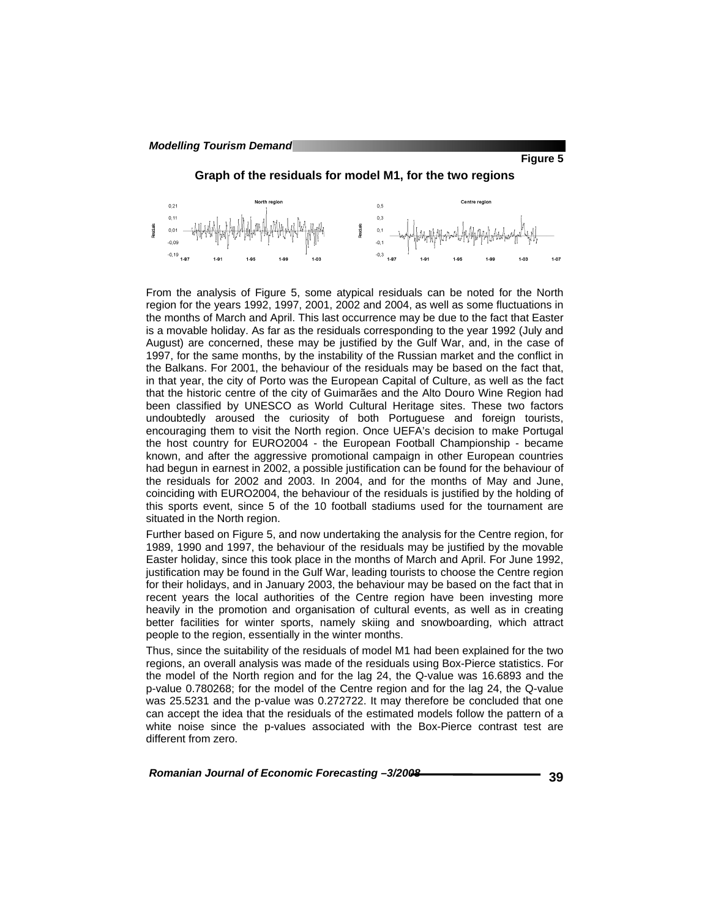Figure 5

**Graph of the residuals for model M1, for the two regions**

From the analysis of Figure 5, some atypical residuals can be noted for the North region for the years 1992, 1997, 2001, 2002 and 2004, as well as some fluctuations in the months of March and April. This last occurrence may be due to the fact that Easter is a movable holiday. As far as the residuals corresponding to the year 1992 (July and August) are concerned, these may be justified by the Gulf War, and, in the case of 1997, for the same months, by the instability of the Russian market and the conflict in the Balkans. For 2001, the behaviour of the residuals may be based on the fact that, in that year, the city of Porto was the European Capital of Culture, as well as the fact that the historic centre of the city of Guimarães and the Alto Douro Wine Region had been classified by UNESCO as World Cultural Heritage sites. These two factors undoubtedly aroused the curiosity of both Portuguese and foreign tourists, encouraging them to visit the North region. Once UEFA's decision to make Portugal the host country for EURO2004 - the European Football Championship - became known, and after the aggressive promotional campaign in other European countries had begun in earnest in 2002, a possible justification can be found for the behaviour of the residuals for 2002 and 2003. In 2004, and for the months of May and June, coinciding with EURO2004, the behaviour of the residuals is justified by the holding of this sports event, since 5 of the 10 football stadiums used for the tournament are situated in the North region.

Further based on Figure 5, and now undertaking the analysis for the Centre region, for 1989, 1990 and 1997, the behaviour of the residuals may be justified by the movable Easter holiday, since this took place in the months of March and April. For June 1992, justification may be found in the Gulf War, leading tourists to choose the Centre region for their holidays, and in January 2003, the behaviour may be based on the fact that in recent years the local authorities of the Centre region have been investing more heavily in the promotion and organisation of cultural events, as well as in creating better facilities for winter sports, namely skiing and snowboarding, which attract people to the region, essentially in the winter months.

Thus, since the suitability of the residuals of model M1 had been explained for the two regions, an overall analysis was made of the residuals using Box-Pierce statistics. For the model of the North region and for the lag 24, the Q-value was 16.6893 and the p-value 0.780268; for the model of the Centre region and for the lag 24, the Q-value was 25.5231 and the p-value was 0.272722. It may therefore be concluded that one can accept the idea that the residuals of the estimated models follow the pattern of a white noise since the p-values associated with the Box-Pierce contrast test are different from zero.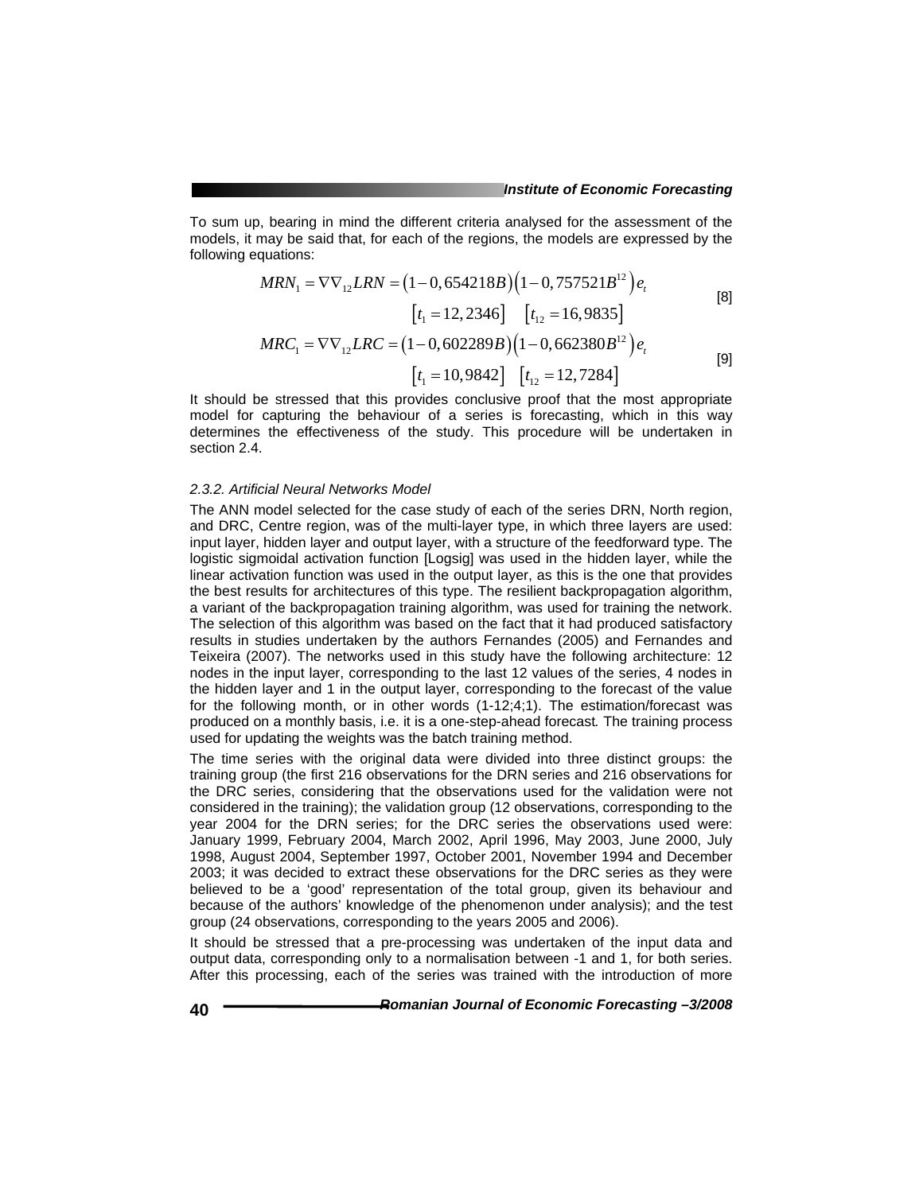To sum up, bearing in mind the different criteria analysed for the assessment of the models, it may be said that, for each of the regions, the models are expressed by the following equations:

$$MRN_1 = \nabla\nabla_{12} LRN = \left(1-0,654218B\right)\left(1-0,757521B^{12}\right)e_t \quad [8]$$

$$\left[t_1 = 12,2346\right] \quad \left[t_{12} = 16,9835\right]$$

$$MRC_1 = \nabla\nabla_{12} LRC = \left(1-0,602289B\right)\left(1-0,662380B^{12}\right)e_t \quad [9]$$

$$\left[t_1 = 10,9842\right] \quad \left[t_{12} = 12,7284\right]$$

It should be stressed that this provides conclusive proof that the most appropriate model for capturing the behaviour of a series is forecasting, which in this way determines the effectiveness of the study. This procedure will be undertaken in section 2.4.

### *2.3.2. Artificial Neural Networks Model*

The ANN model selected for the case study of each of the series DRN, North region, and DRC, Centre region, was of the multi-layer type, in which three layers are used: input layer, hidden layer and output layer, with a structure of the feedforward type. The logistic sigmoidal activation function [Logsig] was used in the hidden layer, while the linear activation function was used in the output layer, as this is the one that provides the best results for architectures of this type. The resilient backpropagation algorithm, a variant of the backpropagation training algorithm, was used for training the network. The selection of this algorithm was based on the fact that it had produced satisfactory results in studies undertaken by the authors Fernandes (2005) and Fernandes and Teixeira (2007). The networks used in this study have the following architecture: 12 nodes in the input layer, corresponding to the last 12 values of the series, 4 nodes in the hidden layer and 1 in the output layer, corresponding to the forecast of the value for the following month, or in other words (1-12;4;1). The estimation/forecast was produced on a monthly basis, i.e. it is a one-step-ahead forecast. The training process used for updating the weights was the batch training method.

The time series with the original data were divided into three distinct groups: the training group (the first 216 observations for the DRN series and 216 observations for the DRC series, considering that the observations used for the validation were not considered in the training); the validation group (12 observations, corresponding to the year 2004 for the DRN series; for the DRC series the observations used were: January 1999, February 2004, March 2002, April 1996, May 2003, June 2000, July 1998, August 2004, September 1997, October 2001, November 1994 and December 2003; it was decided to extract these observations for the DRC series as they were believed to be a 'good' representation of the total group, given its behaviour and because of the authors' knowledge of the phenomenon under analysis); and the test group (24 observations, corresponding to the years 2005 and 2006).

It should be stressed that a pre-processing was undertaken of the input data and output data, corresponding only to a normalisation between -1 and 1, for both series. After this processing, each of the series was trained with the introduction of more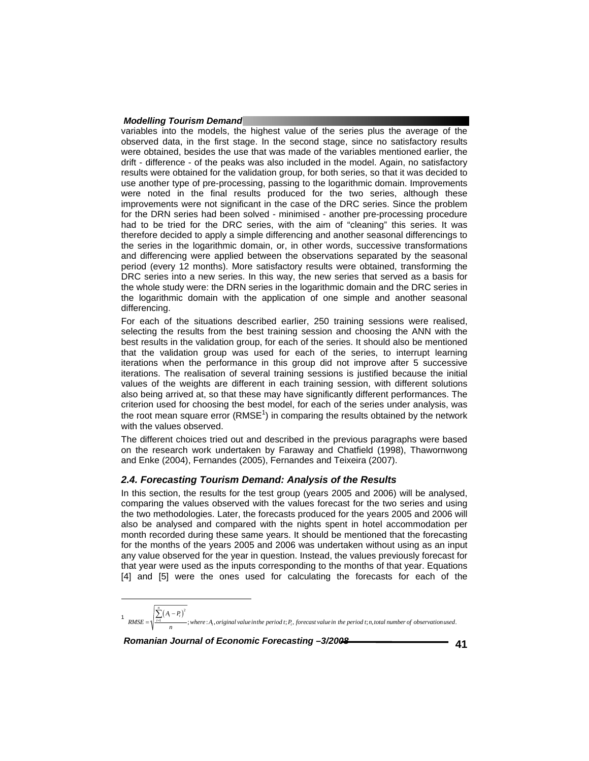variables into the models, the highest value of the series plus the average of the observed data, in the first stage. In the second stage, since no satisfactory results were obtained, besides the use that was made of the variables mentioned earlier, the drift - difference - of the peaks was also included in the model. Again, no satisfactory results were obtained for the validation group, for both series, so that it was decided to use another type of pre-processing, passing to the logarithmic domain. Improvements were noted in the final results produced for the two series, although these improvements were not significant in the case of the DRC series. Since the problem for the DRN series had been solved - minimised - another pre-processing procedure had to be tried for the DRC series, with the aim of "cleaning" this series. It was therefore decided to apply a simple differencing and another seasonal differencings to the series in the logarithmic domain, or, in other words, successive transformations and differencing were applied between the observations separated by the seasonal period (every 12 months). More satisfactory results were obtained, transforming the DRC series into a new series. In this way, the new series that served as a basis for the whole study were: the DRN series in the logarithmic domain and the DRC series in the logarithmic domain with the application of one simple and another seasonal differencing.

For each of the situations described earlier, 250 training sessions were realised, selecting the results from the best training session and choosing the ANN with the best results in the validation group, for each of the series. It should also be mentioned that the validation group was used for each of the series, to interrupt learning iterations when the performance in this group did not improve after 5 successive iterations. The realisation of several training sessions is justified because the initial values of the weights are different in each training session, with different solutions also being arrived at, so that these may have significantly different performances. The criterion used for choosing the best model, for each of the series under analysis, was the root mean square error (RMSE[1]) in comparing the results obtained by the network with the values observed.

The different choices tried out and described in the previous paragraphs were based on the research work undertaken by Faraway and Chatfield (1998), Thawornwong and Enke (2004), Fernandes (2005), Fernandes and Teixeira (2007).

### 2.4. Forecasting Tourism Demand: Analysis of the Results

In this section, the results for the test group (years 2005 and 2006) will be analysed, comparing the values observed with the values forecast for the two series and using the two methodologies. Later, the forecasts produced for the years 2005 and 2006 will also be analysed and compared with the nights spent in hotel accommodation per month recorded during these same years. It should be mentioned that the forecasting for the months of the years 2005 and 2006 was undertaken without using as an input any value observed for the year in question. Instead, the values previously forecast for that year were used as the inputs corresponding to the months of that year. Equations [4] and [5] were the ones used for calculating the forecasts for each of the

---

[1] $RMSE = \sqrt{\frac{\sum_{t=1}^{n}(A_t - P_t)^2}{n}}$; *where*: $A_t$, *original value in the period* $t$; $P_t$, *forecast value in the period* $t$; $n$, *total number of observation used*.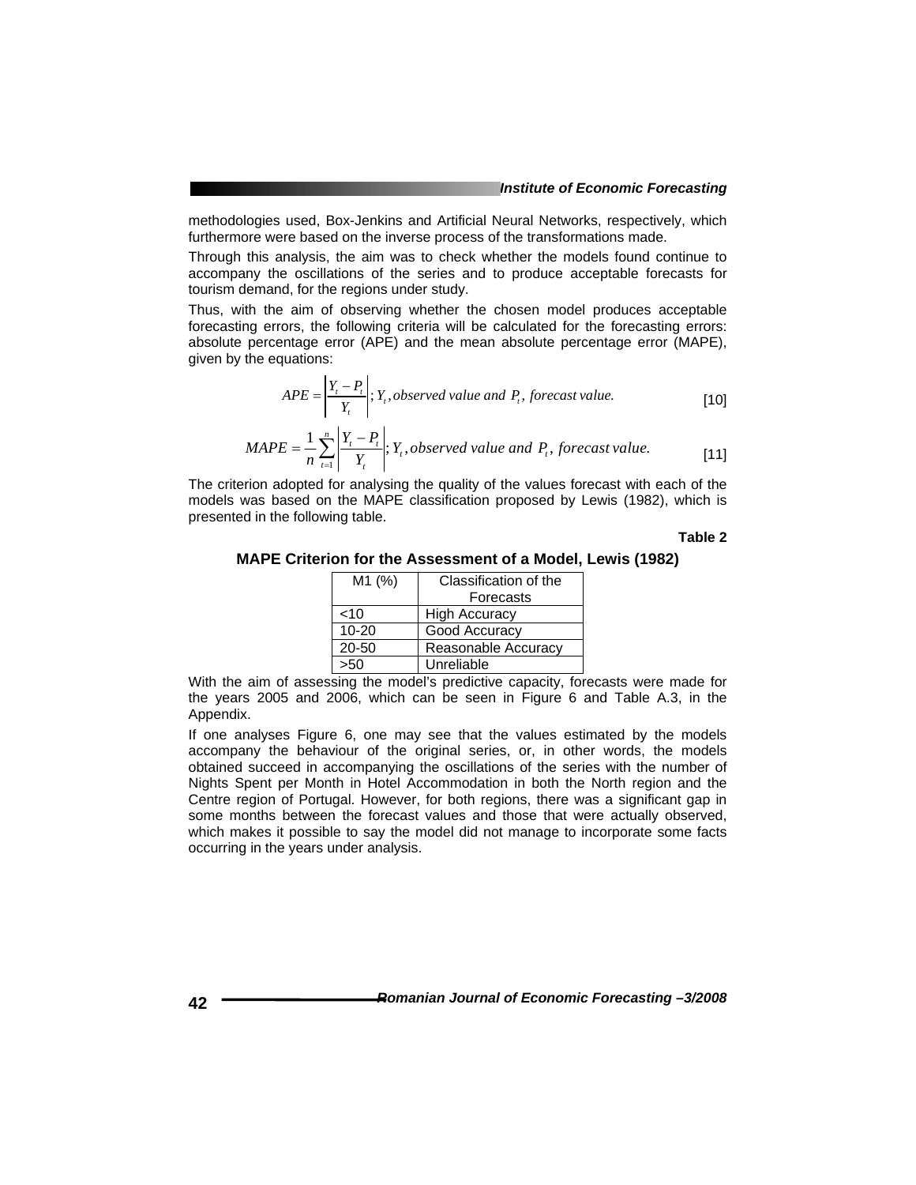methodologies used, Box-Jenkins and Artificial Neural Networks, respectively, which furthermore were based on the inverse process of the transformations made.

Through this analysis, the aim was to check whether the models found continue to accompany the oscillations of the series and to produce acceptable forecasts for tourism demand, for the regions under study.

Thus, with the aim of observing whether the chosen model produces acceptable forecasting errors, the following criteria will be calculated for the forecasting errors: absolute percentage error (APE) and the mean absolute percentage error (MAPE), given by the equations:

$$APE = \left| \frac{Y_t - P_t}{Y_t} \right| ; Y_t, \textit{observed value and } P_t, \textit{ forecast value.} \quad [10]$$

$$MAPE = \frac{1}{n} \sum_{t=1}^{n} \left| \frac{Y_t - P_t}{Y_t} \right| ; Y_t, \textit{observed value and } P_t, \textit{ forecast value.} \quad [11]$$

The criterion adopted for analysing the quality of the values forecast with each of the models was based on the MAPE classification proposed by Lewis (1982), which is presented in the following table.

**Table 2**

**MAPE Criterion for the Assessment of a Model, Lewis (1982)**

| M1 (%) | Classification of the Forecasts |
|---|---|
| <10 | High Accuracy |
| 10-20 | Good Accuracy |
| 20-50 | Reasonable Accuracy |
| >50 | Unreliable |

With the aim of assessing the model's predictive capacity, forecasts were made for the years 2005 and 2006, which can be seen in Figure 6 and Table A.3, in the Appendix.

If one analyses Figure 6, one may see that the values estimated by the models accompany the behaviour of the original series, or, in other words, the models obtained succeed in accompanying the oscillations of the series with the number of Nights Spent per Month in Hotel Accommodation in both the North region and the Centre region of Portugal. However, for both regions, there was a significant gap in some months between the forecast values and those that were actually observed, which makes it possible to say the model did not manage to incorporate some facts occurring in the years under analysis.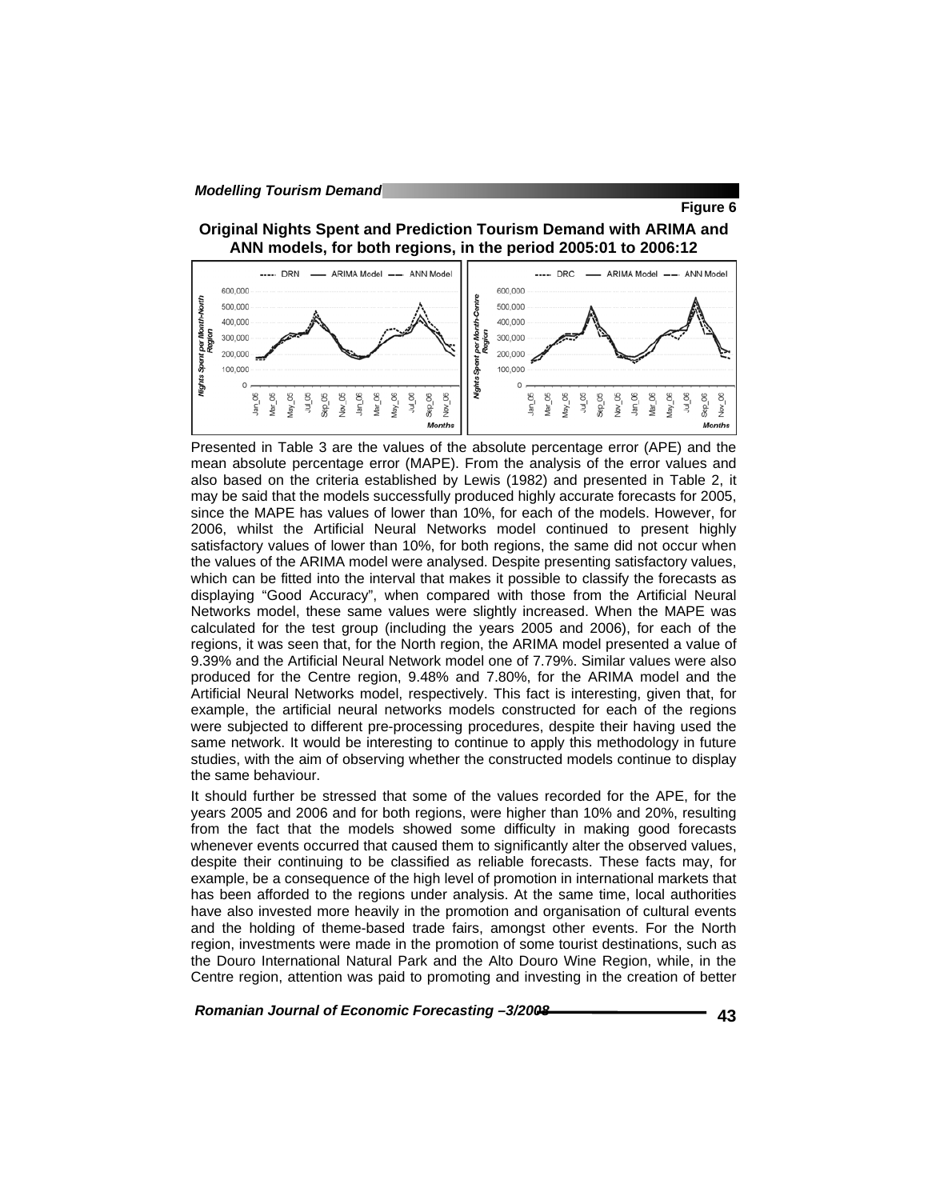**Figure 6**

**Original Nights Spent and Prediction Tourism Demand with ARIMA and ANN models, for both regions, in the period 2005:01 to 2006:12**

Presented in Table 3 are the values of the absolute percentage error (APE) and the mean absolute percentage error (MAPE). From the analysis of the error values and also based on the criteria established by Lewis (1982) and presented in Table 2, it may be said that the models successfully produced highly accurate forecasts for 2005, since the MAPE has values of lower than 10%, for each of the models. However, for 2006, whilst the Artificial Neural Networks model continued to present highly satisfactory values of lower than 10%, for both regions, the same did not occur when the values of the ARIMA model were analysed. Despite presenting satisfactory values, which can be fitted into the interval that makes it possible to classify the forecasts as displaying "Good Accuracy", when compared with those from the Artificial Neural Networks model, these same values were slightly increased. When the MAPE was calculated for the test group (including the years 2005 and 2006), for each of the regions, it was seen that, for the North region, the ARIMA model presented a value of 9.39% and the Artificial Neural Network model one of 7.79%. Similar values were also produced for the Centre region, 9.48% and 7.80%, for the ARIMA model and the Artificial Neural Networks model, respectively. This fact is interesting, given that, for example, the artificial neural networks models constructed for each of the regions were subjected to different pre-processing procedures, despite their having used the same network. It would be interesting to continue to apply this methodology in future studies, with the aim of observing whether the constructed models continue to display the same behaviour.

It should further be stressed that some of the values recorded for the APE, for the years 2005 and 2006 and for both regions, were higher than 10% and 20%, resulting from the fact that the models showed some difficulty in making good forecasts whenever events occurred that caused them to significantly alter the observed values, despite their continuing to be classified as reliable forecasts. These facts may, for example, be a consequence of the high level of promotion in international markets that has been afforded to the regions under analysis. At the same time, local authorities have also invested more heavily in the promotion and organisation of cultural events and the holding of theme-based trade fairs, amongst other events. For the North region, investments were made in the promotion of some tourist destinations, such as the Douro International Natural Park and the Alto Douro Wine Region, while, in the Centre region, attention was paid to promoting and investing in the creation of better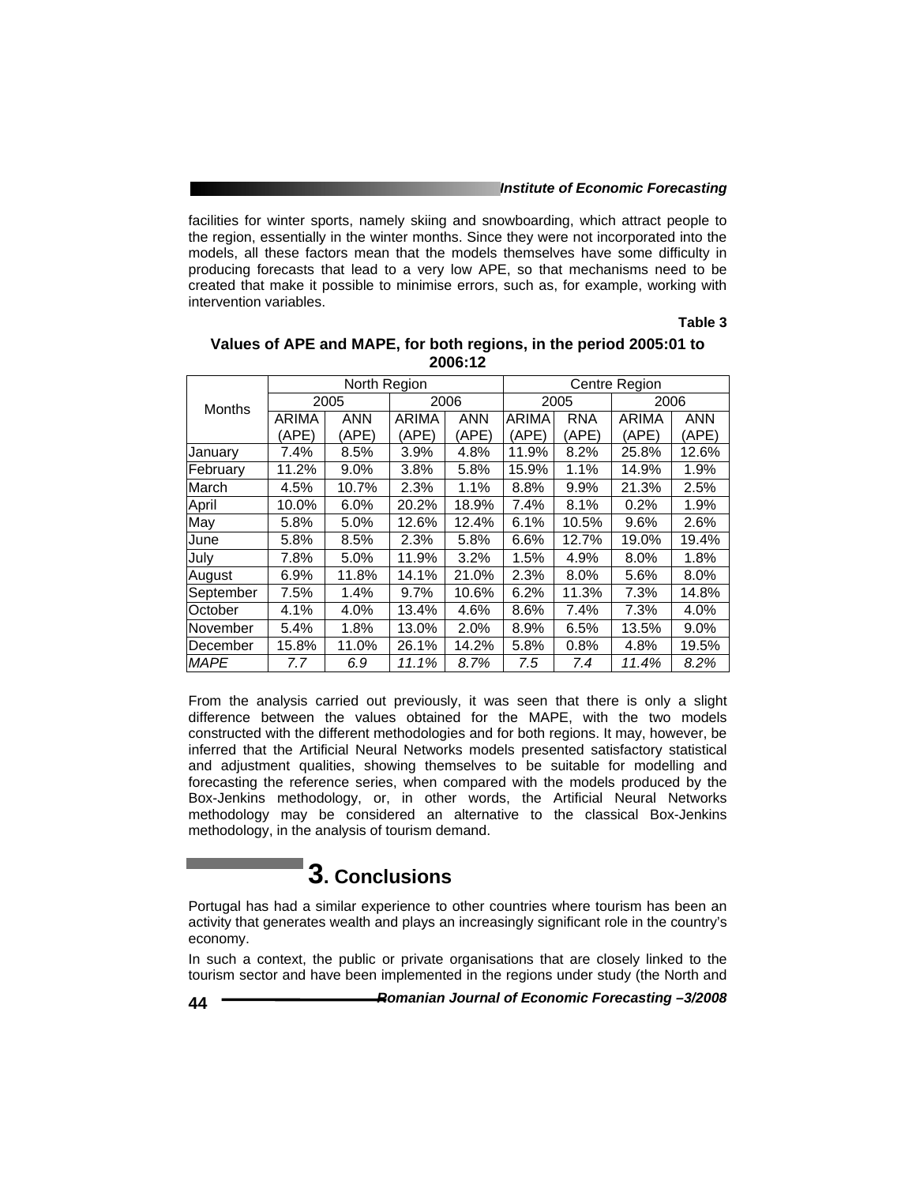facilities for winter sports, namely skiing and snowboarding, which attract people to the region, essentially in the winter months. Since they were not incorporated into the models, all these factors mean that the models themselves have some difficulty in producing forecasts that lead to a very low APE, so that mechanisms need to be created that make it possible to minimise errors, such as, for example, working with intervention variables.

**Table 3**

**Values of APE and MAPE, for both regions, in the period 2005:01 to 2006:12**

| Months | North Region | | | | Centre Region | | | |
|---|---|---|---|---|---|---|---|---|
| | 2005 | | 2006 | | 2005 | | 2006 | |
| | ARIMA (APE) | ANN (APE) | ARIMA (APE) | ANN (APE) | ARIMA (APE) | RNA (APE) | ARIMA (APE) | ANN (APE) |
| January | 7.4% | 8.5% | 3.9% | 4.8% | 11.9% | 8.2% | 25.8% | 12.6% |
| February | 11.2% | 9.0% | 3.8% | 5.8% | 15.9% | 1.1% | 14.9% | 1.9% |
| March | 4.5% | 10.7% | 2.3% | 1.1% | 8.8% | 9.9% | 21.3% | 2.5% |
| April | 10.0% | 6.0% | 20.2% | 18.9% | 7.4% | 8.1% | 0.2% | 1.9% |
| May | 5.8% | 5.0% | 12.6% | 12.4% | 6.1% | 10.5% | 9.6% | 2.6% |
| June | 5.8% | 8.5% | 2.3% | 5.8% | 6.6% | 12.7% | 19.0% | 19.4% |
| July | 7.8% | 5.0% | 11.9% | 3.2% | 1.5% | 4.9% | 8.0% | 1.8% |
| August | 6.9% | 11.8% | 14.1% | 21.0% | 2.3% | 8.0% | 5.6% | 8.0% |
| September | 7.5% | 1.4% | 9.7% | 10.6% | 6.2% | 11.3% | 7.3% | 14.8% |
| October | 4.1% | 4.0% | 13.4% | 4.6% | 8.6% | 7.4% | 7.3% | 4.0% |
| November | 5.4% | 1.8% | 13.0% | 2.0% | 8.9% | 6.5% | 13.5% | 9.0% |
| December | 15.8% | 11.0% | 26.1% | 14.2% | 5.8% | 0.8% | 4.8% | 19.5% |
| *MAPE* | *7.7* | *6.9* | *11.1%* | *8.7%* | *7.5* | *7.4* | *11.4%* | *8.2%* |

From the analysis carried out previously, it was seen that there is only a slight difference between the values obtained for the MAPE, with the two models constructed with the different methodologies and for both regions. It may, however, be inferred that the Artificial Neural Networks models presented satisfactory statistical and adjustment qualities, showing themselves to be suitable for modelling and forecasting the reference series, when compared with the models produced by the Box-Jenkins methodology, or, in other words, the Artificial Neural Networks methodology may be considered an alternative to the classical Box-Jenkins methodology, in the analysis of tourism demand.

# 3. Conclusions

Portugal has had a similar experience to other countries where tourism has been an activity that generates wealth and plays an increasingly significant role in the country's economy.

In such a context, the public or private organisations that are closely linked to the tourism sector and have been implemented in the regions under study (the North and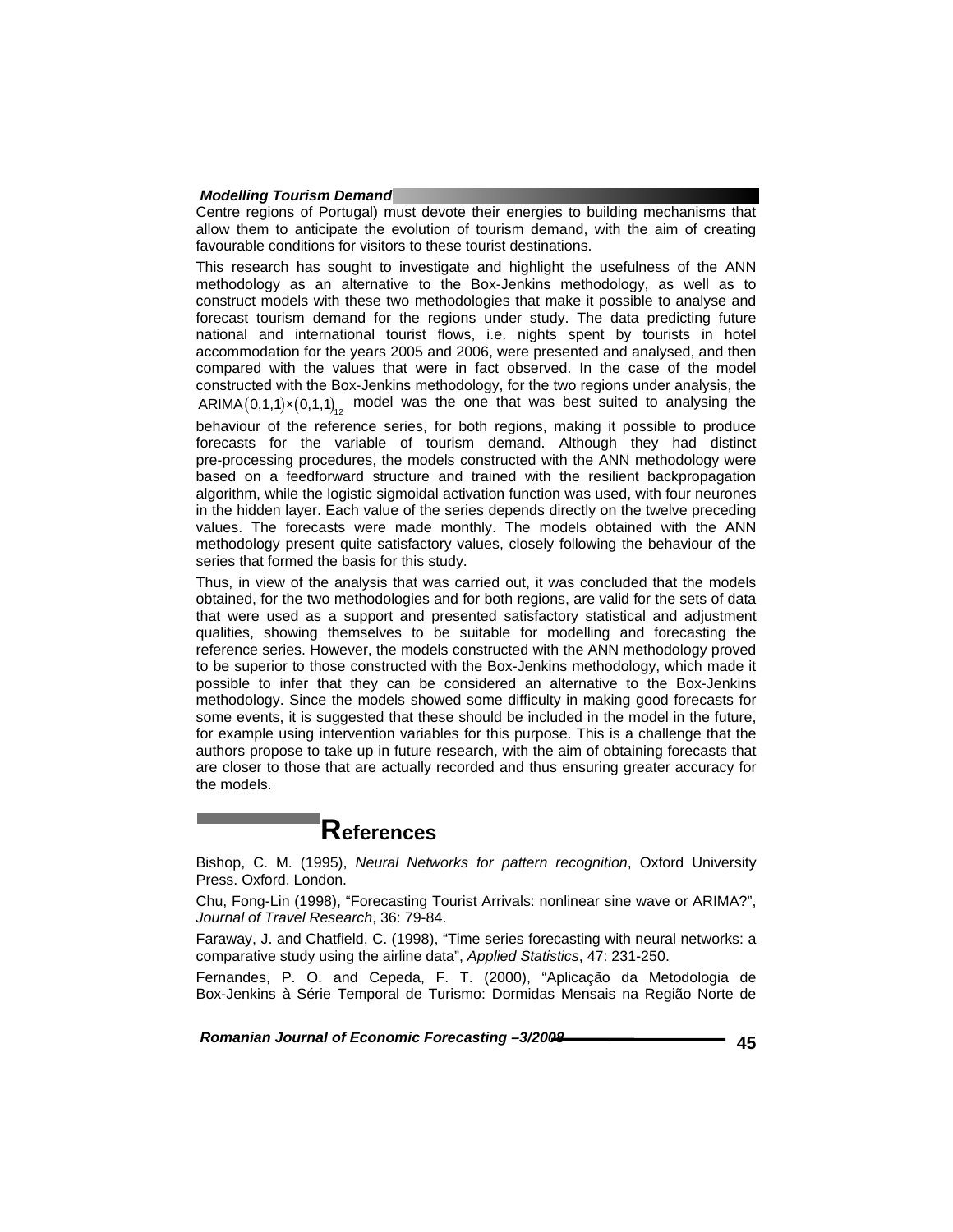Centre regions of Portugal) must devote their energies to building mechanisms that allow them to anticipate the evolution of tourism demand, with the aim of creating favourable conditions for visitors to these tourist destinations.

This research has sought to investigate and highlight the usefulness of the ANN methodology as an alternative to the Box-Jenkins methodology, as well as to construct models with these two methodologies that make it possible to analyse and forecast tourism demand for the regions under study. The data predicting future national and international tourist flows, i.e. nights spent by tourists in hotel accommodation for the years 2005 and 2006, were presented and analysed, and then compared with the values that were in fact observed. In the case of the model constructed with the Box-Jenkins methodology, for the two regions under analysis, the $\text{ARIMA}(0,1,1)\times(0,1,1)_{12}$ model was the one that was best suited to analysing the behaviour of the reference series, for both regions, making it possible to produce forecasts for the variable of tourism demand. Although they had distinct pre-processing procedures, the models constructed with the ANN methodology were based on a feedforward structure and trained with the resilient backpropagation algorithm, while the logistic sigmoidal activation function was used, with four neurones in the hidden layer. Each value of the series depends directly on the twelve preceding values. The forecasts were made monthly. The models obtained with the ANN methodology present quite satisfactory values, closely following the behaviour of the series that formed the basis for this study.

Thus, in view of the analysis that was carried out, it was concluded that the models obtained, for the two methodologies and for both regions, are valid for the sets of data that were used as a support and presented satisfactory statistical and adjustment qualities, showing themselves to be suitable for modelling and forecasting the reference series. However, the models constructed with the ANN methodology proved to be superior to those constructed with the Box-Jenkins methodology, which made it possible to infer that they can be considered an alternative to the Box-Jenkins methodology. Since the models showed some difficulty in making good forecasts for some events, it is suggested that these should be included in the model in the future, for example using intervention variables for this purpose. This is a challenge that the authors propose to take up in future research, with the aim of obtaining forecasts that are closer to those that are actually recorded and thus ensuring greater accuracy for the models.

## References

Bishop, C. M. (1995), *Neural Networks for pattern recognition*, Oxford University Press. Oxford. London.

Chu, Fong-Lin (1998), "Forecasting Tourist Arrivals: nonlinear sine wave or ARIMA?", *Journal of Travel Research*, 36: 79-84.

Faraway, J. and Chatfield, C. (1998), "Time series forecasting with neural networks: a comparative study using the airline data", *Applied Statistics*, 47: 231-250.

Fernandes, P. O. and Cepeda, F. T. (2000), "Aplicação da Metodologia de Box-Jenkins à Série Temporal de Turismo: Dormidas Mensais na Região Norte de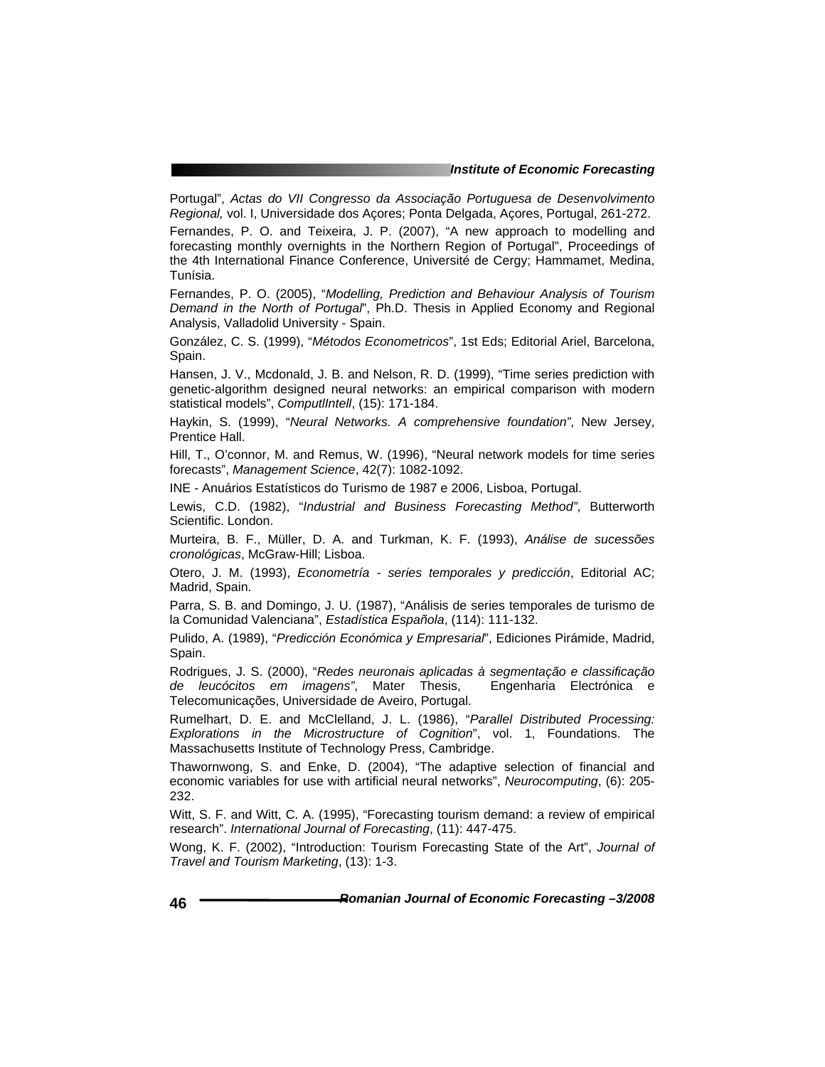Portugal", *Actas do VII Congresso da Associação Portuguesa de Desenvolvimento Regional,* vol. I, Universidade dos Açores; Ponta Delgada, Açores, Portugal, 261-272.

Fernandes, P. O. and Teixeira, J. P. (2007), "A new approach to modelling and forecasting monthly overnights in the Northern Region of Portugal", Proceedings of the 4th International Finance Conference, Université de Cergy; Hammamet, Medina, Tunísia.

Fernandes, P. O. (2005), "*Modelling, Prediction and Behaviour Analysis of Tourism Demand in the North of Portugal*", Ph.D. Thesis in Applied Economy and Regional Analysis, Valladolid University - Spain.

González, C. S. (1999), "*Métodos Econometricos*", 1st Eds; Editorial Ariel, Barcelona, Spain.

Hansen, J. V., Mcdonald, J. B. and Nelson, R. D. (1999), "Time series prediction with genetic-algorithm designed neural networks: an empirical comparison with modern statistical models", *ComputlIntell*, (15): 171-184.

Haykin, S. (1999), "*Neural Networks. A comprehensive foundation"*, New Jersey, Prentice Hall.

Hill, T., O'connor, M. and Remus, W. (1996), "Neural network models for time series forecasts", *Management Science*, 42(7): 1082-1092.

INE - Anuários Estatísticos do Turismo de 1987 e 2006, Lisboa, Portugal.

Lewis, C.D. (1982), "*Industrial and Business Forecasting Method"*, Butterworth Scientific. London.

Murteira, B. F., Müller, D. A. and Turkman, K. F. (1993), *Análise de sucessões cronológicas*, McGraw-Hill; Lisboa.

Otero, J. M. (1993), *Econometría - series temporales y predicción*, Editorial AC; Madrid, Spain.

Parra, S. B. and Domingo, J. U. (1987), "Análisis de series temporales de turismo de la Comunidad Valenciana", *Estadística Española*, (114): 111-132.

Pulido, A. (1989), "*Predicción Económica y Empresarial*", Ediciones Pirámide, Madrid, Spain.

Rodrigues, J. S. (2000), "*Redes neuronais aplicadas à segmentação e classificação de leucócitos em imagens"*, Mater Thesis, Engenharia Electrónica e Telecomunicações, Universidade de Aveiro, Portugal.

Rumelhart, D. E. and McClelland, J. L. (1986), "*Parallel Distributed Processing: Explorations in the Microstructure of Cognition*", vol. 1, Foundations. The Massachusetts Institute of Technology Press, Cambridge.

Thawornwong, S. and Enke, D. (2004), "The adaptive selection of financial and economic variables for use with artificial neural networks", *Neurocomputing*, (6): 205-232.

Witt, S. F. and Witt, C. A. (1995), "Forecasting tourism demand: a review of empirical research". *International Journal of Forecasting*, (11): 447-475.

Wong, K. F. (2002), "Introduction: Tourism Forecasting State of the Art", *Journal of Travel and Tourism Marketing*, (13): 1-3.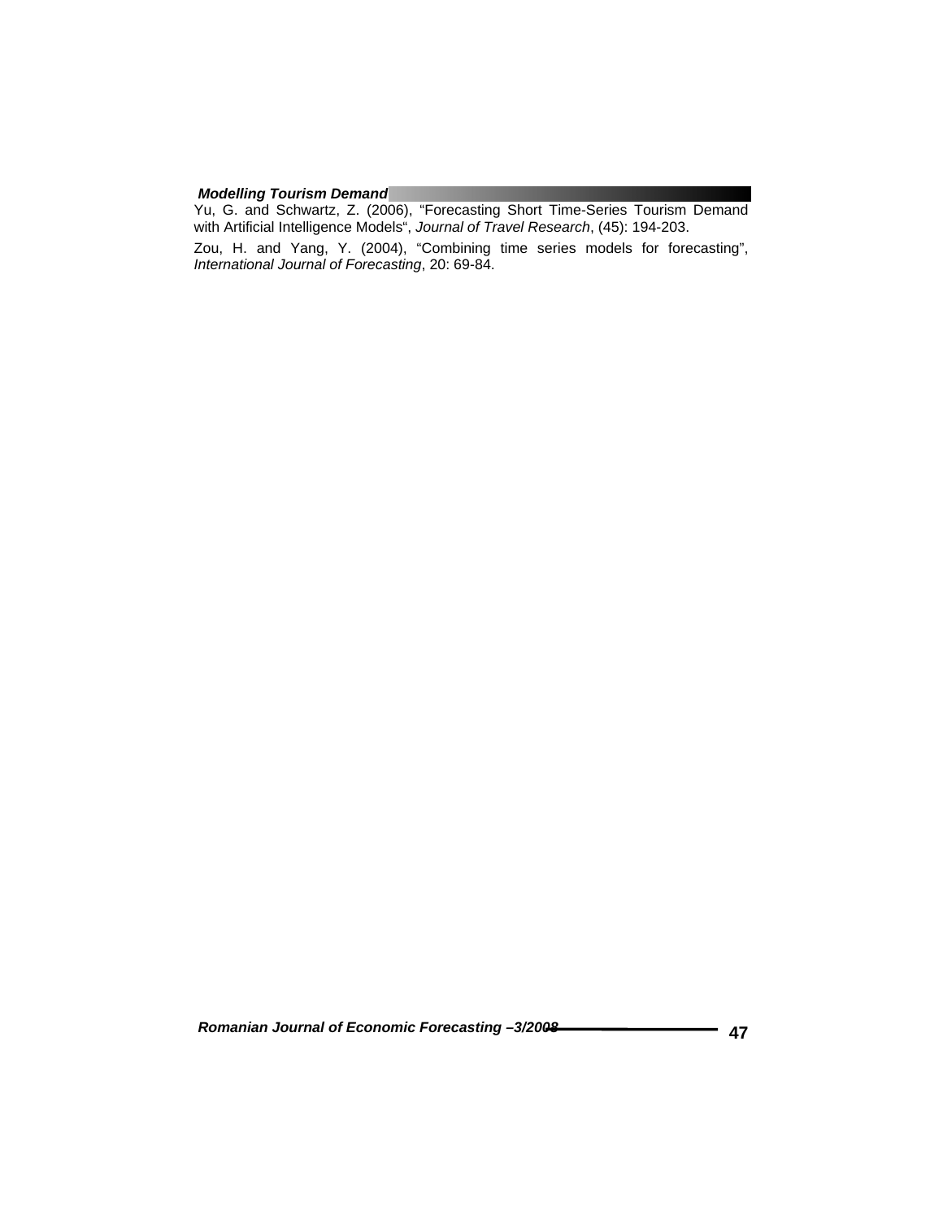Yu, G. and Schwartz, Z. (2006), "Forecasting Short Time-Series Tourism Demand with Artificial Intelligence Models", *Journal of Travel Research*, (45): 194-203.

Zou, H. and Yang, Y. (2004), "Combining time series models for forecasting", *International Journal of Forecasting*, 20: 69-84.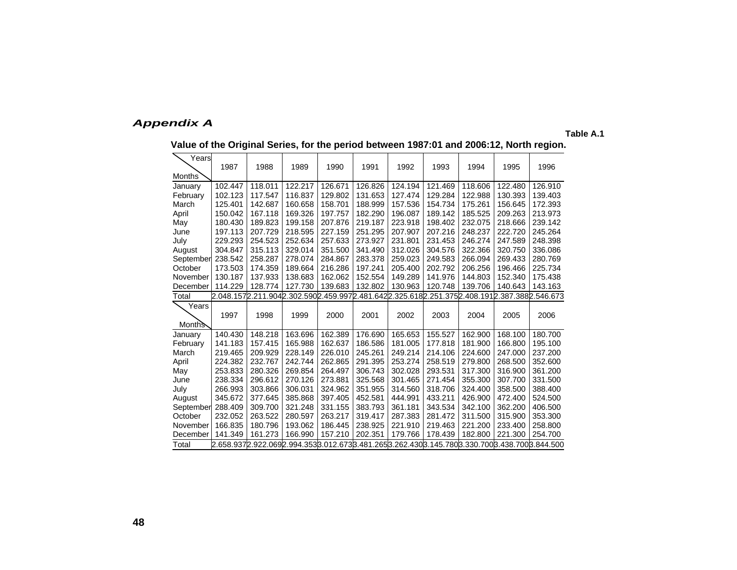## *Appendix A*

**Table A.1**

**Value of the Original Series, for the period between 1987:01 and 2006:12, North region.**

| Months \ Years | 1987 | 1988 | 1989 | 1990 | 1991 | 1992 | 1993 | 1994 | 1995 | 1996 |
|---|---|---|---|---|---|---|---|---|---|---|
| January | 102.447 | 118.011 | 122.217 | 126.671 | 126.826 | 124.194 | 121.469 | 118.606 | 122.480 | 126.910 |
| February | 102.123 | 117.547 | 116.837 | 129.802 | 131.653 | 127.474 | 129.284 | 122.988 | 130.393 | 139.403 |
| March | 125.401 | 142.687 | 160.658 | 158.701 | 188.999 | 157.536 | 154.734 | 175.261 | 156.645 | 172.393 |
| April | 150.042 | 167.118 | 169.326 | 197.757 | 182.290 | 196.087 | 189.142 | 185.525 | 209.263 | 213.973 |
| May | 180.430 | 189.823 | 199.158 | 207.876 | 219.187 | 223.918 | 198.402 | 232.075 | 218.666 | 239.142 |
| June | 197.113 | 207.729 | 218.595 | 227.159 | 251.295 | 207.907 | 207.216 | 248.237 | 222.720 | 245.264 |
| July | 229.293 | 254.523 | 252.634 | 257.633 | 273.927 | 231.801 | 231.453 | 246.274 | 247.589 | 248.398 |
| August | 304.847 | 315.113 | 329.014 | 351.500 | 341.490 | 312.026 | 304.576 | 322.366 | 320.750 | 336.086 |
| September | 238.542 | 258.287 | 278.074 | 284.867 | 283.378 | 259.023 | 249.583 | 266.094 | 269.433 | 280.769 |
| October | 173.503 | 174.359 | 189.664 | 216.286 | 197.241 | 205.400 | 202.792 | 206.256 | 196.466 | 225.734 |
| November | 130.187 | 137.933 | 138.683 | 162.062 | 152.554 | 149.289 | 141.976 | 144.803 | 152.340 | 175.438 |
| December | 114.229 | 128.774 | 127.730 | 139.683 | 132.802 | 130.963 | 120.748 | 139.706 | 140.643 | 143.163 |
| Total | 2.048.157 | 2.211.904 | 2.302.590 | 2.459.997 | 2.481.642 | 2.325.618 | 2.251.375 | 2.408.191 | 2.387.388 | 2.546.673 |
| **Months \ Years** | **1997** | **1998** | **1999** | **2000** | **2001** | **2002** | **2003** | **2004** | **2005** | **2006** |
| January | 140.430 | 148.218 | 163.696 | 162.389 | 176.690 | 165.653 | 155.527 | 162.900 | 168.100 | 180.700 |
| February | 141.183 | 157.415 | 165.988 | 162.637 | 186.586 | 181.005 | 177.818 | 181.900 | 166.800 | 195.100 |
| March | 219.465 | 209.929 | 228.149 | 226.010 | 245.261 | 249.214 | 214.106 | 224.600 | 247.000 | 237.200 |
| April | 224.382 | 232.767 | 242.744 | 262.865 | 291.395 | 253.274 | 258.519 | 279.800 | 268.500 | 352.600 |
| May | 253.833 | 280.326 | 269.854 | 264.497 | 306.743 | 302.028 | 293.531 | 317.300 | 316.900 | 361.200 |
| June | 238.334 | 296.612 | 270.126 | 273.881 | 325.568 | 301.465 | 271.454 | 355.300 | 307.700 | 331.500 |
| July | 266.993 | 303.866 | 306.031 | 324.962 | 351.955 | 314.560 | 318.706 | 324.400 | 358.500 | 388.400 |
| August | 345.672 | 377.645 | 385.868 | 397.405 | 452.581 | 444.991 | 433.211 | 426.900 | 472.400 | 524.500 |
| September | 288.409 | 309.700 | 321.248 | 331.155 | 383.793 | 361.181 | 343.534 | 342.100 | 362.200 | 406.500 |
| October | 232.052 | 263.522 | 280.597 | 263.217 | 319.417 | 287.383 | 281.472 | 311.500 | 315.900 | 353.300 |
| November | 166.835 | 180.796 | 193.062 | 186.445 | 238.925 | 221.910 | 219.463 | 221.200 | 233.400 | 258.800 |
| December | 141.349 | 161.273 | 166.990 | 157.210 | 202.351 | 179.766 | 178.439 | 182.800 | 221.300 | 254.700 |
| Total | 2.658.937 | 2.922.069 | 2.994.353 | 3.012.673 | 3.481.265 | 3.262.430 | 3.145.780 | 3.330.700 | 3.438.700 | 3.844.500 |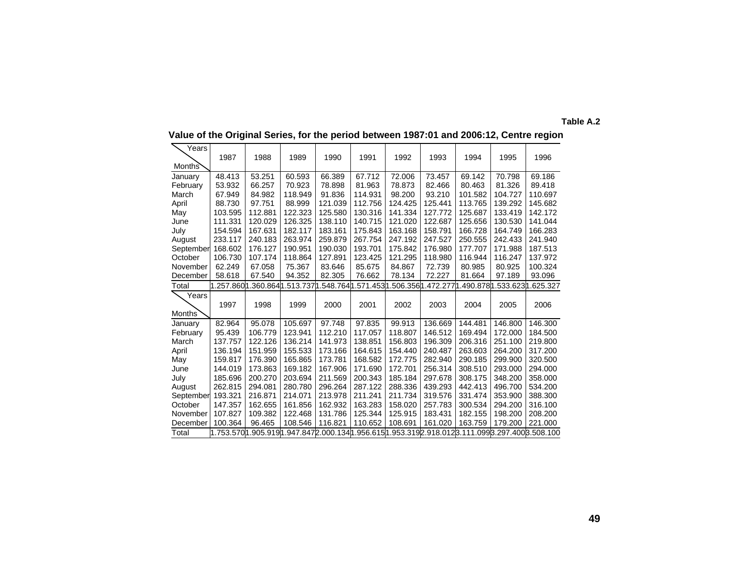Table A.2

**Value of the Original Series, for the period between 1987:01 and 2006:12, Centre region**

| Months \ Years | 1987 | 1988 | 1989 | 1990 | 1991 | 1992 | 1993 | 1994 | 1995 | 1996 |
|---|---|---|---|---|---|---|---|---|---|---|
| January | 48.413 | 53.251 | 60.593 | 66.389 | 67.712 | 72.006 | 73.457 | 69.142 | 70.798 | 69.186 |
| February | 53.932 | 66.257 | 70.923 | 78.898 | 81.963 | 78.873 | 82.466 | 80.463 | 81.326 | 89.418 |
| March | 67.949 | 84.982 | 118.949 | 91.836 | 114.931 | 98.200 | 93.210 | 101.582 | 104.727 | 110.697 |
| April | 88.730 | 97.751 | 88.999 | 121.039 | 112.756 | 124.425 | 125.441 | 113.765 | 139.292 | 145.682 |
| May | 103.595 | 112.881 | 122.323 | 125.580 | 130.316 | 141.334 | 127.772 | 125.687 | 133.419 | 142.172 |
| June | 111.331 | 120.029 | 126.325 | 138.110 | 140.715 | 121.020 | 122.687 | 125.656 | 130.530 | 141.044 |
| July | 154.594 | 167.631 | 182.117 | 183.161 | 175.843 | 163.168 | 158.791 | 166.728 | 164.749 | 166.283 |
| August | 233.117 | 240.183 | 263.974 | 259.879 | 267.754 | 247.192 | 247.527 | 250.555 | 242.433 | 241.940 |
| September | 168.602 | 176.127 | 190.951 | 190.030 | 193.701 | 175.842 | 176.980 | 177.707 | 171.988 | 187.513 |
| October | 106.730 | 107.174 | 118.864 | 127.891 | 123.425 | 121.295 | 118.980 | 116.944 | 116.247 | 137.972 |
| November | 62.249 | 67.058 | 75.367 | 83.646 | 85.675 | 84.867 | 72.739 | 80.985 | 80.925 | 100.324 |
| December | 58.618 | 67.540 | 94.352 | 82.305 | 76.662 | 78.134 | 72.227 | 81.664 | 97.189 | 93.096 |
| Total | 1.257.860 | 1.360.864 | 1.513.737 | 1.548.764 | 1.571.453 | 1.506.356 | 1.472.277 | 1.490.878 | 1.533.623 | 1.625.327 |

| Months \ Years | 1997 | 1998 | 1999 | 2000 | 2001 | 2002 | 2003 | 2004 | 2005 | 2006 |
|---|---|---|---|---|---|---|---|---|---|---|
| January | 82.964 | 95.078 | 105.697 | 97.748 | 97.835 | 99.913 | 136.669 | 144.481 | 146.800 | 146.300 |
| February | 95.439 | 106.779 | 123.941 | 112.210 | 117.057 | 118.807 | 146.512 | 169.494 | 172.000 | 184.500 |
| March | 137.757 | 122.126 | 136.214 | 141.973 | 138.851 | 156.803 | 196.309 | 206.316 | 251.100 | 219.800 |
| April | 136.194 | 151.959 | 155.533 | 173.166 | 164.615 | 154.440 | 240.487 | 263.603 | 264.200 | 317.200 |
| May | 159.817 | 176.390 | 165.865 | 173.781 | 168.582 | 172.775 | 282.940 | 290.185 | 299.900 | 320.500 |
| June | 144.019 | 173.863 | 169.182 | 167.906 | 171.690 | 172.701 | 256.314 | 308.510 | 293.000 | 294.000 |
| July | 185.696 | 200.270 | 203.694 | 211.569 | 200.343 | 185.184 | 297.678 | 308.175 | 348.200 | 358.000 |
| August | 262.815 | 294.081 | 280.780 | 296.264 | 287.122 | 288.336 | 439.293 | 442.413 | 496.700 | 534.200 |
| September | 193.321 | 216.871 | 214.071 | 213.978 | 211.241 | 211.734 | 319.576 | 331.474 | 353.900 | 388.300 |
| October | 147.357 | 162.655 | 161.856 | 162.932 | 163.283 | 158.020 | 257.783 | 300.534 | 294.200 | 316.100 |
| November | 107.827 | 109.382 | 122.468 | 131.786 | 125.344 | 125.915 | 183.431 | 182.155 | 198.200 | 208.200 |
| December | 100.364 | 96.465 | 108.546 | 116.821 | 110.652 | 108.691 | 161.020 | 163.759 | 179.200 | 221.000 |
| Total | 1.753.570 | 1.905.919 | 1.947.847 | 2.000.134 | 1.956.615 | 1.953.319 | 2.918.012 | 3.111.099 | 3.297.400 | 3.508.100 |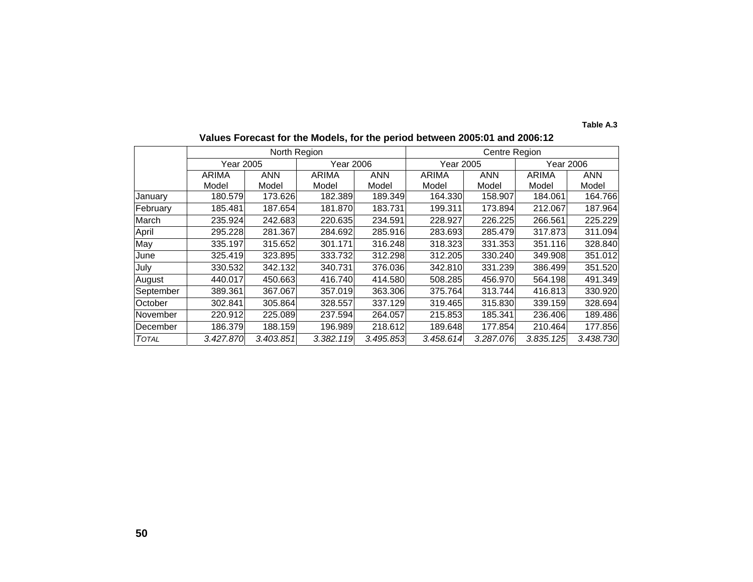**Table A.3**

**Values Forecast for the Models, for the period between 2005:01 and 2006:12**

| | North Region | | | | Centre Region | | | |
|---|---|---|---|---|---|---|---|---|
| | Year 2005 | | Year 2006 | | Year 2005 | | Year 2006 | |
| | ARIMA Model | ANN Model | ARIMA Model | ANN Model | ARIMA Model | ANN Model | ARIMA Model | ANN Model |
| January | 180.579 | 173.626 | 182.389 | 189.349 | 164.330 | 158.907 | 184.061 | 164.766 |
| February | 185.481 | 187.654 | 181.870 | 183.731 | 199.311 | 173.894 | 212.067 | 187.964 |
| March | 235.924 | 242.683 | 220.635 | 234.591 | 228.927 | 226.225 | 266.561 | 225.229 |
| April | 295.228 | 281.367 | 284.692 | 285.916 | 283.693 | 285.479 | 317.873 | 311.094 |
| May | 335.197 | 315.652 | 301.171 | 316.248 | 318.323 | 331.353 | 351.116 | 328.840 |
| June | 325.419 | 323.895 | 333.732 | 312.298 | 312.205 | 330.240 | 349.908 | 351.012 |
| July | 330.532 | 342.132 | 340.731 | 376.036 | 342.810 | 331.239 | 386.499 | 351.520 |
| August | 440.017 | 450.663 | 416.740 | 414.580 | 508.285 | 456.970 | 564.198 | 491.349 |
| September | 389.361 | 367.067 | 357.019 | 363.306 | 375.764 | 313.744 | 416.813 | 330.920 |
| October | 302.841 | 305.864 | 328.557 | 337.129 | 319.465 | 315.830 | 339.159 | 328.694 |
| November | 220.912 | 225.089 | 237.594 | 264.057 | 215.853 | 185.341 | 236.406 | 189.486 |
| December | 186.379 | 188.159 | 196.989 | 218.612 | 189.648 | 177.854 | 210.464 | 177.856 |
| *Total* | *3.427.870* | *3.403.851* | *3.382.119* | *3.495.853* | *3.458.614* | *3.287.076* | *3.835.125* | *3.438.730* |